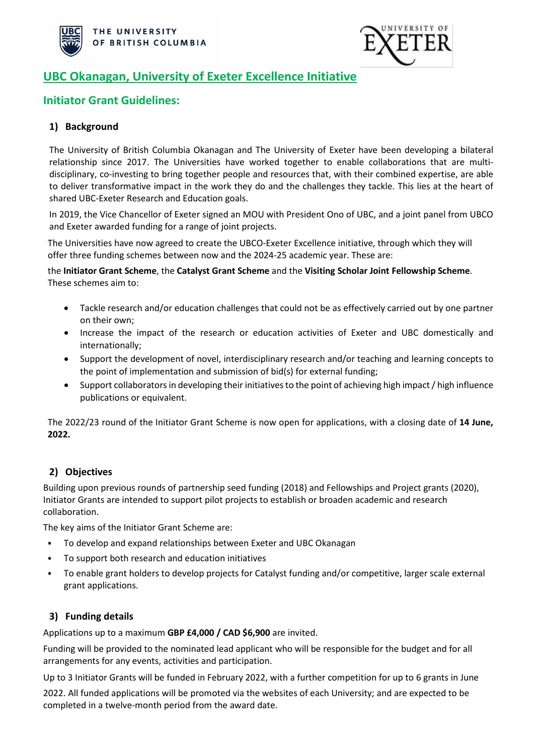# UBC Okanagan, University of Exeter Excellence Initiative

## Initiator Grant Guidelines:

### 1) Background

The University of British Columbia Okanagan and The University of Exeter have been developing a bilateral relationship since 2017. The Universities have worked together to enable collaborations that are multi-disciplinary, co-investing to bring together people and resources that, with their combined expertise, are able to deliver transformative impact in the work they do and the challenges they tackle. This lies at the heart of shared UBC-Exeter Research and Education goals.

In 2019, the Vice Chancellor of Exeter signed an MOU with President Ono of UBC, and a joint panel from UBCO and Exeter awarded funding for a range of joint projects.

The Universities have now agreed to create the UBCO-Exeter Excellence initiative, through which they will offer three funding schemes between now and the 2024-25 academic year. These are:

the **Initiator Grant Scheme**, the **Catalyst Grant Scheme** and the **Visiting Scholar Joint Fellowship Scheme**. These schemes aim to:

- Tackle research and/or education challenges that could not be as effectively carried out by one partner on their own;
- Increase the impact of the research or education activities of Exeter and UBC domestically and internationally;
- Support the development of novel, interdisciplinary research and/or teaching and learning concepts to the point of implementation and submission of bid(s) for external funding;
- Support collaborators in developing their initiatives to the point of achieving high impact / high influence publications or equivalent.

The 2022/23 round of the Initiator Grant Scheme is now open for applications, with a closing date of **14 June, 2022.**

### 2) Objectives

Building upon previous rounds of partnership seed funding (2018) and Fellowships and Project grants (2020), Initiator Grants are intended to support pilot projects to establish or broaden academic and research collaboration.

The key aims of the Initiator Grant Scheme are:

- To develop and expand relationships between Exeter and UBC Okanagan
- To support both research and education initiatives
- To enable grant holders to develop projects for Catalyst funding and/or competitive, larger scale external grant applications.

### 3) Funding details

Applications up to a maximum **GBP £4,000 / CAD $6,900** are invited.

Funding will be provided to the nominated lead applicant who will be responsible for the budget and for all arrangements for any events, activities and participation.

Up to 3 Initiator Grants will be funded in February 2022, with a further competition for up to 6 grants in June 2022. All funded applications will be promoted via the websites of each University; and are expected to be completed in a twelve-month period from the award date.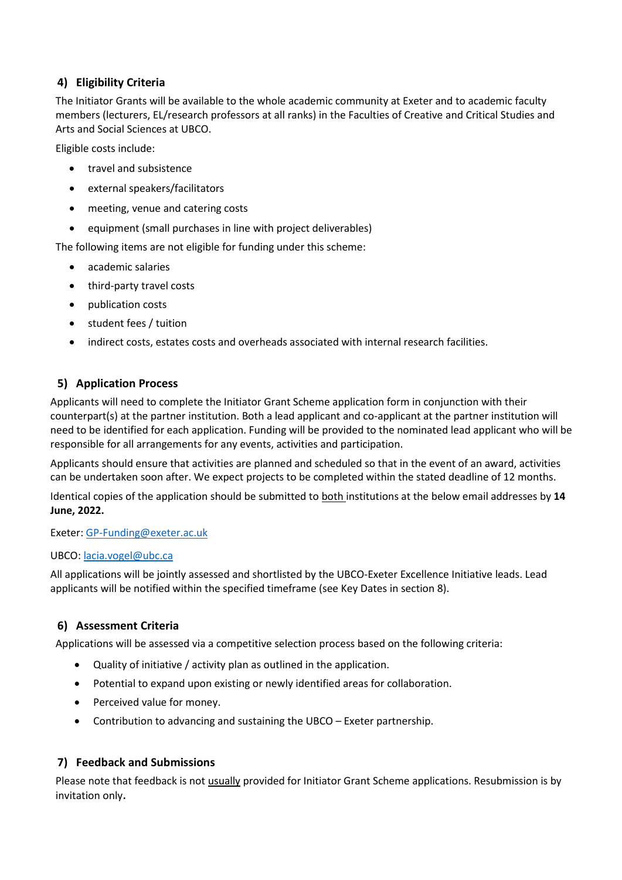## 4) Eligibility Criteria

The Initiator Grants will be available to the whole academic community at Exeter and to academic faculty members (lecturers, EL/research professors at all ranks) in the Faculties of Creative and Critical Studies and Arts and Social Sciences at UBCO.

Eligible costs include:

- travel and subsistence
- external speakers/facilitators
- meeting, venue and catering costs
- equipment (small purchases in line with project deliverables)

The following items are not eligible for funding under this scheme:

- academic salaries
- third-party travel costs
- publication costs
- student fees / tuition
- indirect costs, estates costs and overheads associated with internal research facilities.

## 5) Application Process

Applicants will need to complete the Initiator Grant Scheme application form in conjunction with their counterpart(s) at the partner institution. Both a lead applicant and co-applicant at the partner institution will need to be identified for each application. Funding will be provided to the nominated lead applicant who will be responsible for all arrangements for any events, activities and participation.

Applicants should ensure that activities are planned and scheduled so that in the event of an award, activities can be undertaken soon after. We expect projects to be completed within the stated deadline of 12 months.

Identical copies of the application should be submitted to both institutions at the below email addresses by **14 June, 2022.**

Exeter: GP-Funding@exeter.ac.uk

UBCO: lacia.vogel@ubc.ca

All applications will be jointly assessed and shortlisted by the UBCO-Exeter Excellence Initiative leads. Lead applicants will be notified within the specified timeframe (see Key Dates in section 8).

## 6) Assessment Criteria

Applications will be assessed via a competitive selection process based on the following criteria:

- Quality of initiative / activity plan as outlined in the application.
- Potential to expand upon existing or newly identified areas for collaboration.
- Perceived value for money.
- Contribution to advancing and sustaining the UBCO – Exeter partnership.

## 7) Feedback and Submissions

Please note that feedback is not usually provided for Initiator Grant Scheme applications. Resubmission is by invitation only.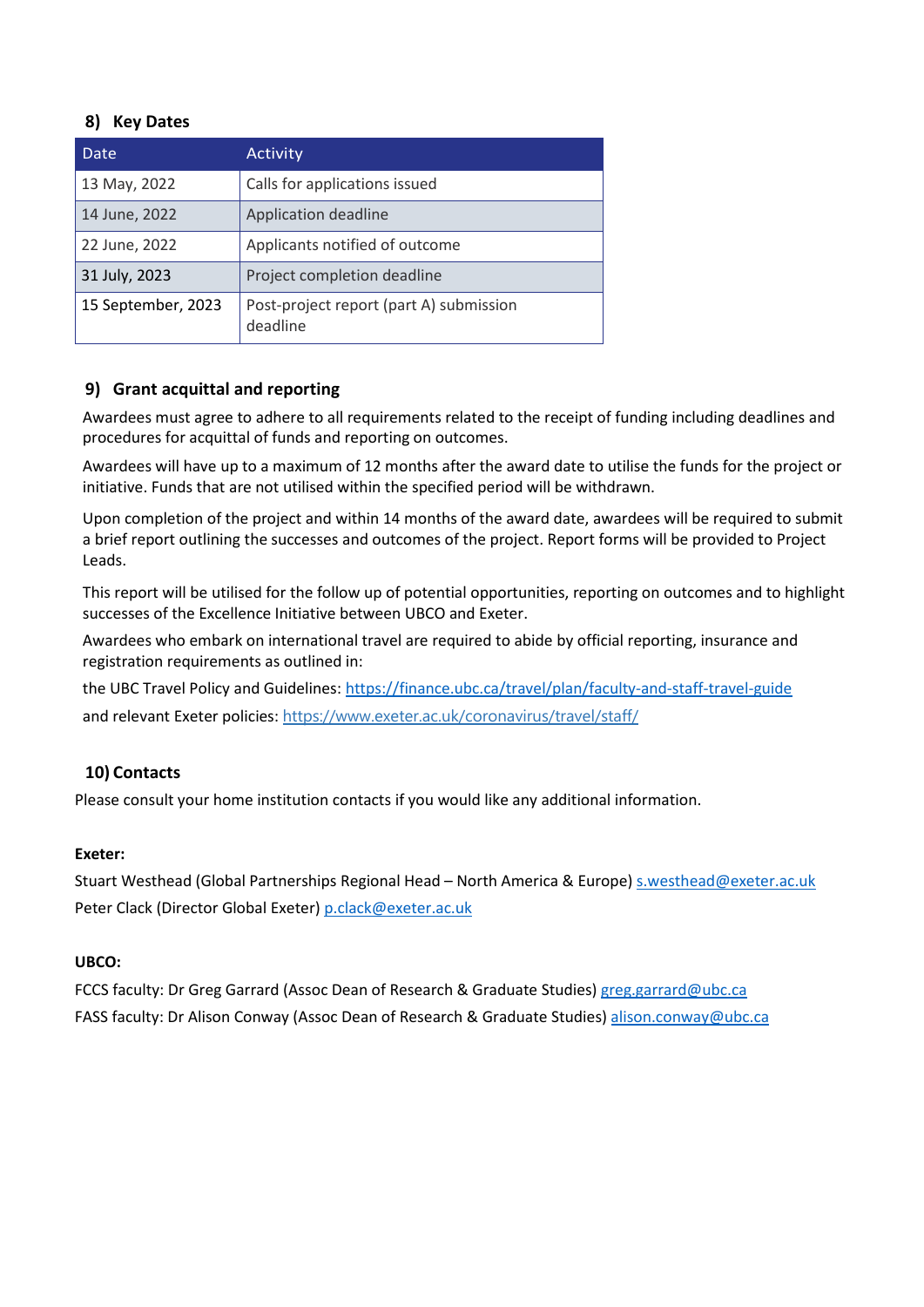## 8) Key Dates

| Date | Activity |
|---|---|
| 13 May, 2022 | Calls for applications issued |
| 14 June, 2022 | Application deadline |
| 22 June, 2022 | Applicants notified of outcome |
| 31 July, 2023 | Project completion deadline |
| 15 September, 2023 | Post-project report (part A) submission deadline |

## 9) Grant acquittal and reporting

Awardees must agree to adhere to all requirements related to the receipt of funding including deadlines and procedures for acquittal of funds and reporting on outcomes.

Awardees will have up to a maximum of 12 months after the award date to utilise the funds for the project or initiative. Funds that are not utilised within the specified period will be withdrawn.

Upon completion of the project and within 14 months of the award date, awardees will be required to submit a brief report outlining the successes and outcomes of the project. Report forms will be provided to Project Leads.

This report will be utilised for the follow up of potential opportunities, reporting on outcomes and to highlight successes of the Excellence Initiative between UBCO and Exeter.

Awardees who embark on international travel are required to abide by official reporting, insurance and registration requirements as outlined in:

the UBC Travel Policy and Guidelines: https://finance.ubc.ca/travel/plan/faculty-and-staff-travel-guide

and relevant Exeter policies: https://www.exeter.ac.uk/coronavirus/travel/staff/

## 10) Contacts

Please consult your home institution contacts if you would like any additional information.

**Exeter:**

Stuart Westhead (Global Partnerships Regional Head – North America & Europe) s.westhead@exeter.ac.uk
Peter Clack (Director Global Exeter) p.clack@exeter.ac.uk

**UBCO:**

FCCS faculty: Dr Greg Garrard (Assoc Dean of Research & Graduate Studies) greg.garrard@ubc.ca
FASS faculty: Dr Alison Conway (Assoc Dean of Research & Graduate Studies) alison.conway@ubc.ca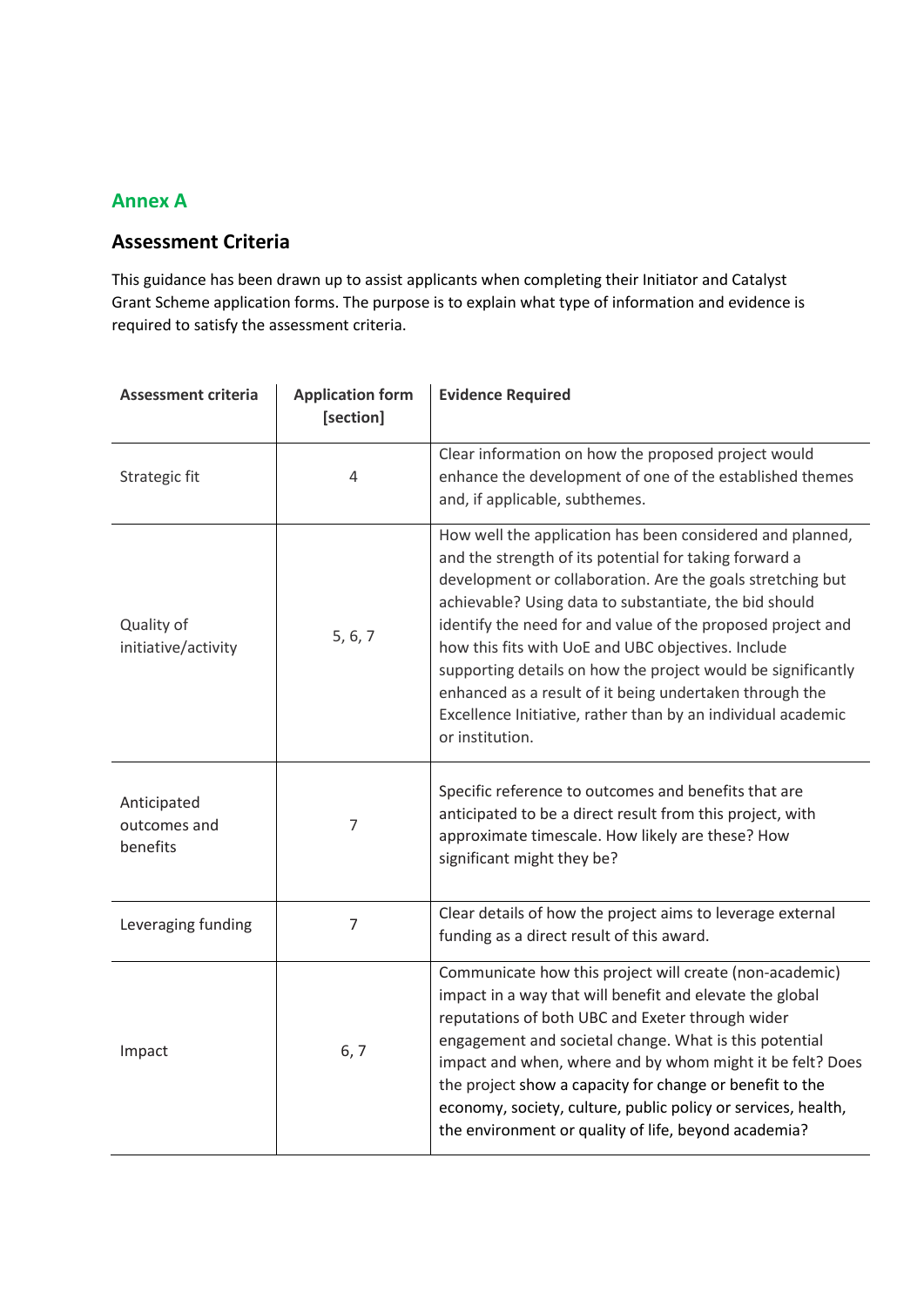## Annex A

## Assessment Criteria

This guidance has been drawn up to assist applicants when completing their Initiator and Catalyst Grant Scheme application forms. The purpose is to explain what type of information and evidence is required to satisfy the assessment criteria.

| Assessment criteria | Application form [section] | Evidence Required |
|---|---|---|
| Strategic fit | 4 | Clear information on how the proposed project would enhance the development of one of the established themes and, if applicable, subthemes. |
| Quality of initiative/activity | 5, 6, 7 | How well the application has been considered and planned, and the strength of its potential for taking forward a development or collaboration. Are the goals stretching but achievable? Using data to substantiate, the bid should identify the need for and value of the proposed project and how this fits with UoE and UBC objectives. Include supporting details on how the project would be significantly enhanced as a result of it being undertaken through the Excellence Initiative, rather than by an individual academic or institution. |
| Anticipated outcomes and benefits | 7 | Specific reference to outcomes and benefits that are anticipated to be a direct result from this project, with approximate timescale. How likely are these? How significant might they be? |
| Leveraging funding | 7 | Clear details of how the project aims to leverage external funding as a direct result of this award. |
| Impact | 6, 7 | Communicate how this project will create (non-academic) impact in a way that will benefit and elevate the global reputations of both UBC and Exeter through wider engagement and societal change. What is this potential impact and when, where and by whom might it be felt? Does the project show a capacity for change or benefit to the economy, society, culture, public policy or services, health, the environment or quality of life, beyond academia? |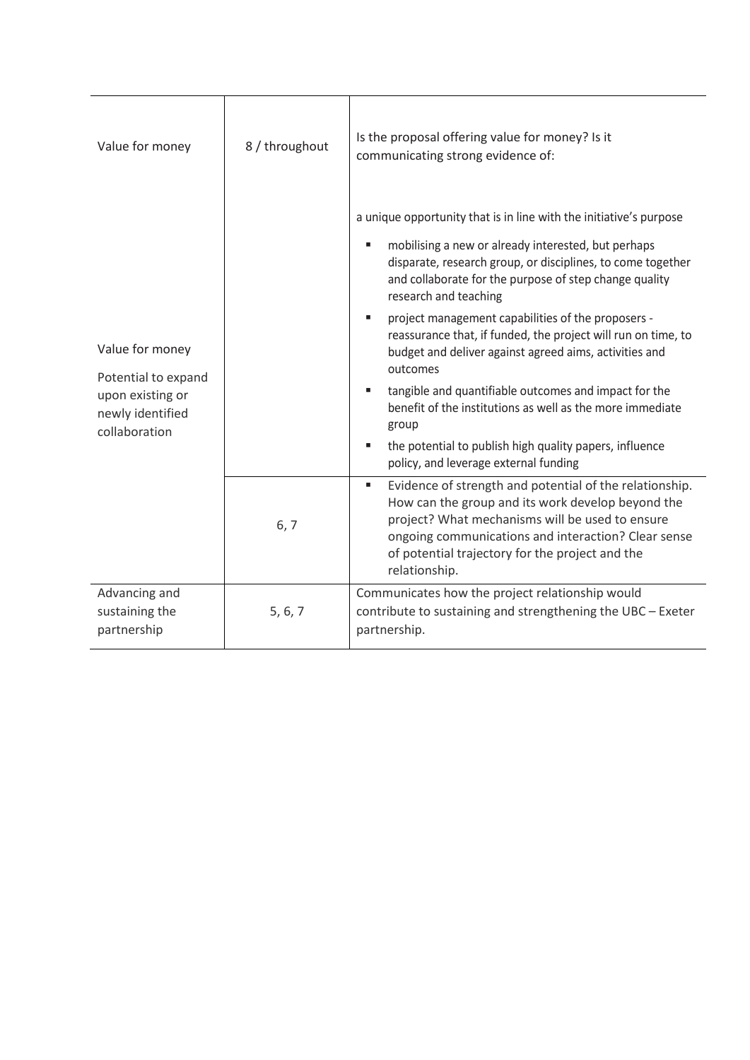| | | |
|---|---|---|
| Value for money | 8 / throughout | Is the proposal offering value for money? Is it communicating strong evidence of: |
| Value for money<br><br>Potential to expand upon existing or newly identified collaboration | | a unique opportunity that is in line with the initiative's purpose<br>▪ mobilising a new or already interested, but perhaps disparate, research group, or disciplines, to come together and collaborate for the purpose of step change quality research and teaching<br>▪ project management capabilities of the proposers - reassurance that, if funded, the project will run on time, to budget and deliver against agreed aims, activities and outcomes<br>▪ tangible and quantifiable outcomes and impact for the benefit of the institutions as well as the more immediate group<br>▪ the potential to publish high quality papers, influence policy, and leverage external funding |
| | 6, 7 | ▪ Evidence of strength and potential of the relationship. How can the group and its work develop beyond the project? What mechanisms will be used to ensure ongoing communications and interaction? Clear sense of potential trajectory for the project and the relationship. |
| Advancing and sustaining the partnership | 5, 6, 7 | Communicates how the project relationship would contribute to sustaining and strengthening the UBC – Exeter partnership. |